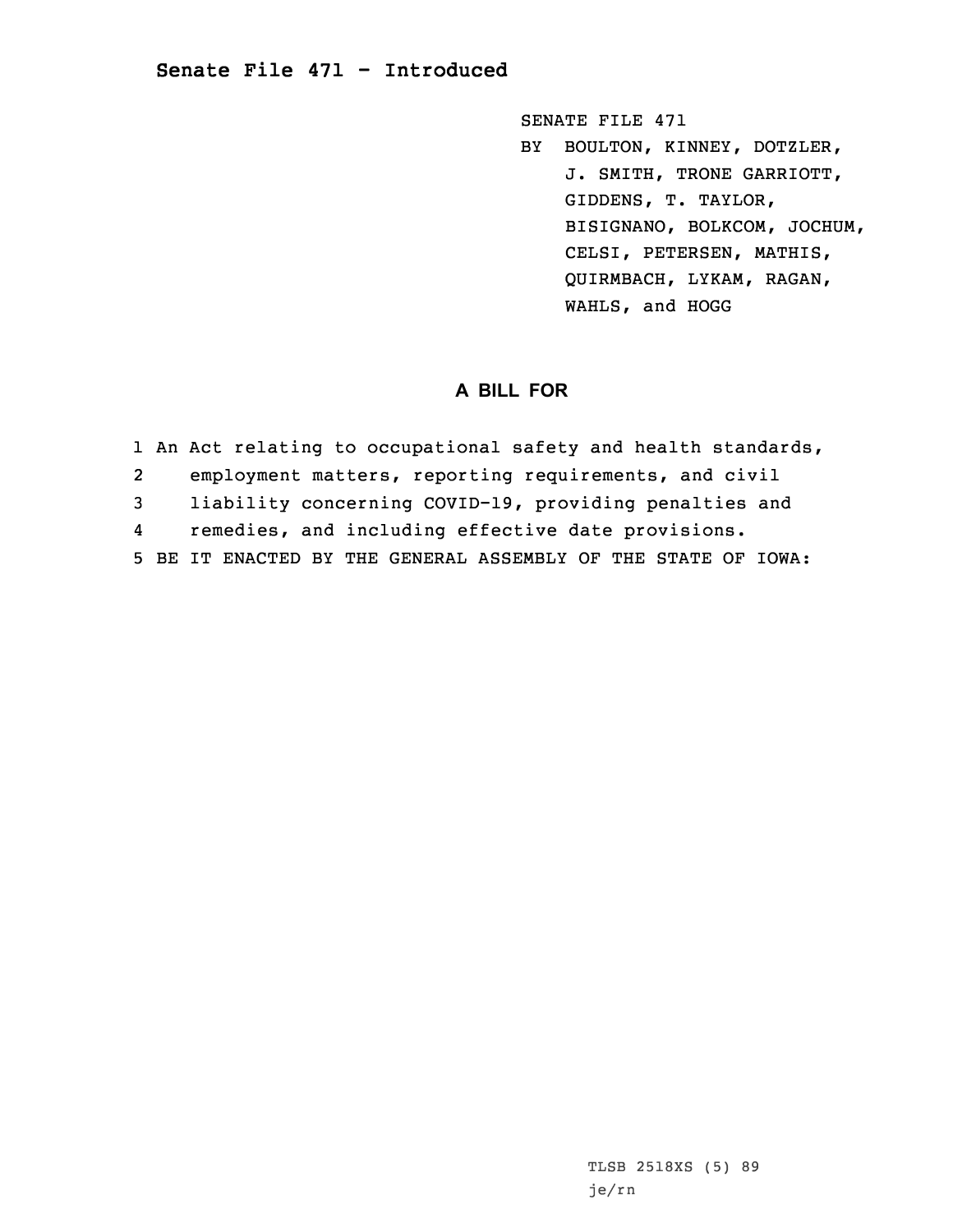## Senate File 471 - Introduced

SENATE FILE 471

BY BOULTON, KINNEY, DOTZLER, J. SMITH, TRONE GARRIOTT, GIDDENS, T. TAYLOR, BISIGNANO, BOLKCOM, JOCHUM, CELSI, PETERSEN, MATHIS, QUIRMBACH, LYKAM, RAGAN, WAHLS, and HOGG

### A BILL FOR

1 An Act relating to occupational safety and health standards,
2 employment matters, reporting requirements, and civil
3 liability concerning COVID-19, providing penalties and
4 remedies, and including effective date provisions.
5 BE IT ENACTED BY THE GENERAL ASSEMBLY OF THE STATE OF IOWA:

TLSB 2518XS (5) 89
je/rn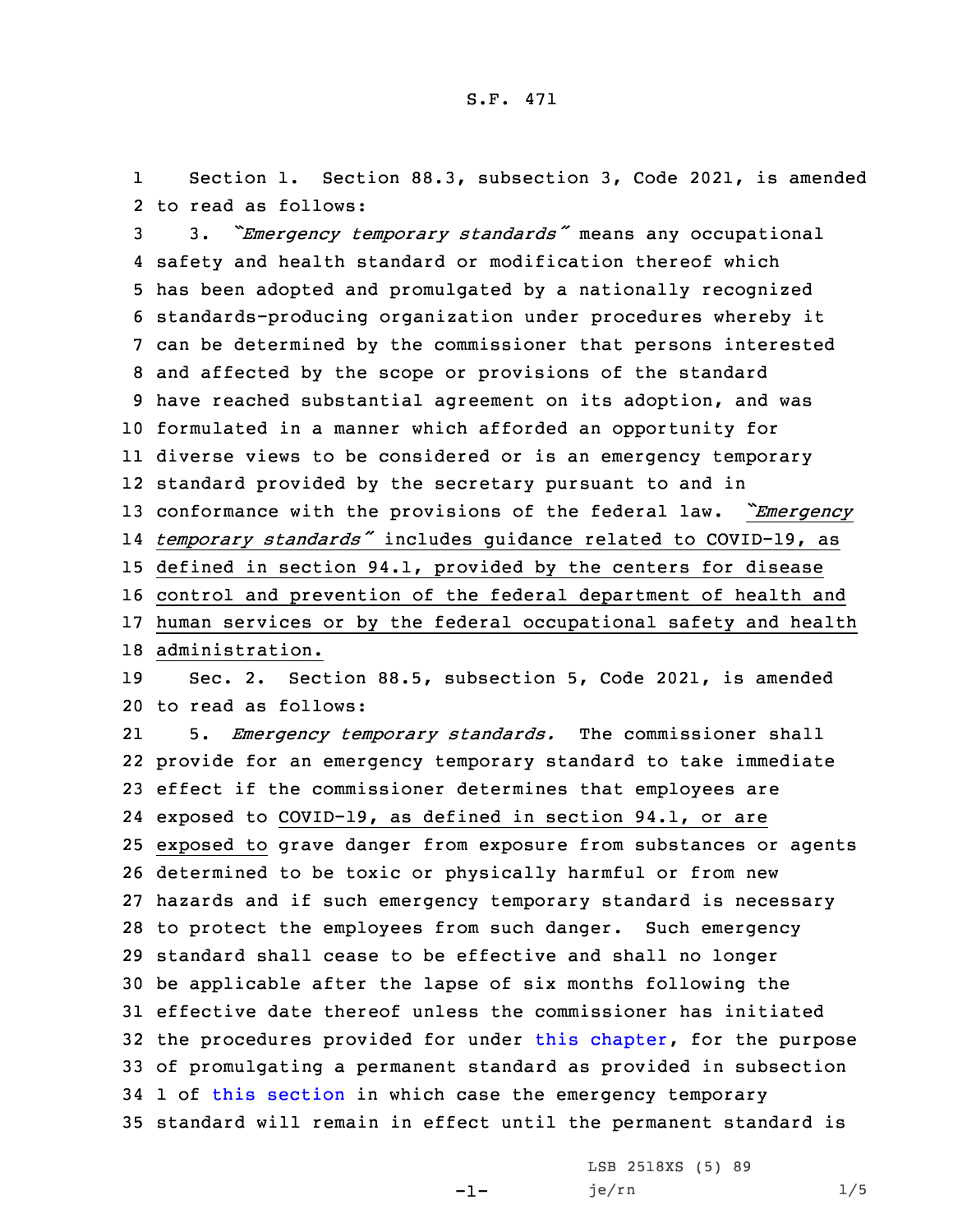Section 1. Section 88.3, subsection 3, Code 2021, is amended to read as follows:

3. *"Emergency temporary standards"* means any occupational safety and health standard or modification thereof which has been adopted and promulgated by a nationally recognized standards-producing organization under procedures whereby it can be determined by the commissioner that persons interested and affected by the scope or provisions of the standard have reached substantial agreement on its adoption, and was formulated in a manner which afforded an opportunity for diverse views to be considered or is an emergency temporary standard provided by the secretary pursuant to and in conformance with the provisions of the federal law. *"Emergency temporary standards"* includes guidance related to COVID-19, as defined in section 94.1, provided by the centers for disease control and prevention of the federal department of health and human services or by the federal occupational safety and health administration.

Sec. 2. Section 88.5, subsection 5, Code 2021, is amended to read as follows:

5. *Emergency temporary standards.* The commissioner shall provide for an emergency temporary standard to take immediate effect if the commissioner determines that employees are exposed to COVID-19, as defined in section 94.1, or are exposed to grave danger from exposure from substances or agents determined to be toxic or physically harmful or from new hazards and if such emergency temporary standard is necessary to protect the employees from such danger. Such emergency standard shall cease to be effective and shall no longer be applicable after the lapse of six months following the effective date thereof unless the commissioner has initiated the procedures provided for under this chapter, for the purpose of promulgating a permanent standard as provided in subsection 1 of this section in which case the emergency temporary standard will remain in effect until the permanent standard is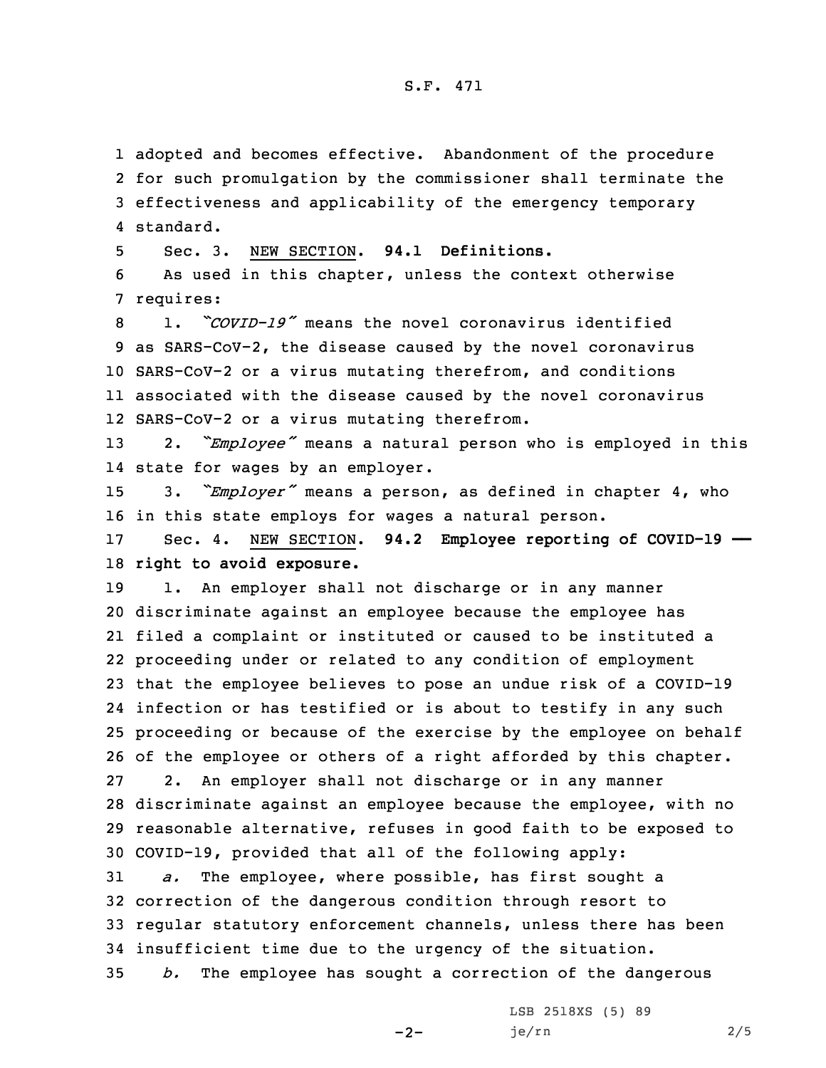adopted and becomes effective. Abandonment of the procedure for such promulgation by the commissioner shall terminate the effectiveness and applicability of the emergency temporary standard.

Sec. 3. NEW SECTION. **94.1 Definitions.**

As used in this chapter, unless the context otherwise requires:

1. *"COVID-19"* means the novel coronavirus identified as SARS-CoV-2, the disease caused by the novel coronavirus SARS-CoV-2 or a virus mutating therefrom, and conditions associated with the disease caused by the novel coronavirus SARS-CoV-2 or a virus mutating therefrom.

2. *"Employee"* means a natural person who is employed in this state for wages by an employer.

3. *"Employer"* means a person, as defined in chapter 4, who in this state employs for wages a natural person.

Sec. 4. NEW SECTION. **94.2 Employee reporting of COVID-19 — right to avoid exposure.**

1. An employer shall not discharge or in any manner discriminate against an employee because the employee has filed a complaint or instituted or caused to be instituted a proceeding under or related to any condition of employment that the employee believes to pose an undue risk of a COVID-19 infection or has testified or is about to testify in any such proceeding or because of the exercise by the employee on behalf of the employee or others of a right afforded by this chapter.

2. An employer shall not discharge or in any manner discriminate against an employee because the employee, with no reasonable alternative, refuses in good faith to be exposed to COVID-19, provided that all of the following apply:

*a.* The employee, where possible, has first sought a correction of the dangerous condition through resort to regular statutory enforcement channels, unless there has been insufficient time due to the urgency of the situation.

*b.* The employee has sought a correction of the dangerous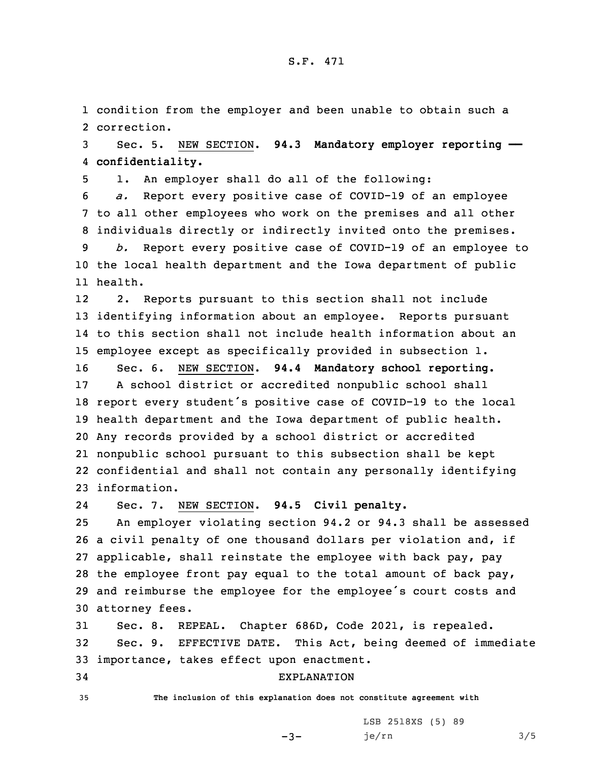condition from the employer and been unable to obtain such a correction.

Sec. 5. NEW SECTION. **94.3 Mandatory employer reporting —— confidentiality.**

1. An employer shall do all of the following:

*a.* Report every positive case of COVID-19 of an employee to all other employees who work on the premises and all other individuals directly or indirectly invited onto the premises.

*b.* Report every positive case of COVID-19 of an employee to the local health department and the Iowa department of public health.

2. Reports pursuant to this section shall not include identifying information about an employee. Reports pursuant to this section shall not include health information about an employee except as specifically provided in subsection 1.

Sec. 6. NEW SECTION. **94.4 Mandatory school reporting.**

A school district or accredited nonpublic school shall report every student's positive case of COVID-19 to the local health department and the Iowa department of public health. Any records provided by a school district or accredited nonpublic school pursuant to this subsection shall be kept confidential and shall not contain any personally identifying information.

Sec. 7. NEW SECTION. **94.5 Civil penalty.**

An employer violating section 94.2 or 94.3 shall be assessed a civil penalty of one thousand dollars per violation and, if applicable, shall reinstate the employee with back pay, pay the employee front pay equal to the total amount of back pay, and reimburse the employee for the employee's court costs and attorney fees.

Sec. 8. REPEAL. Chapter 686D, Code 2021, is repealed.

Sec. 9. EFFECTIVE DATE. This Act, being deemed of immediate importance, takes effect upon enactment.

EXPLANATION

The inclusion of this explanation does not constitute agreement with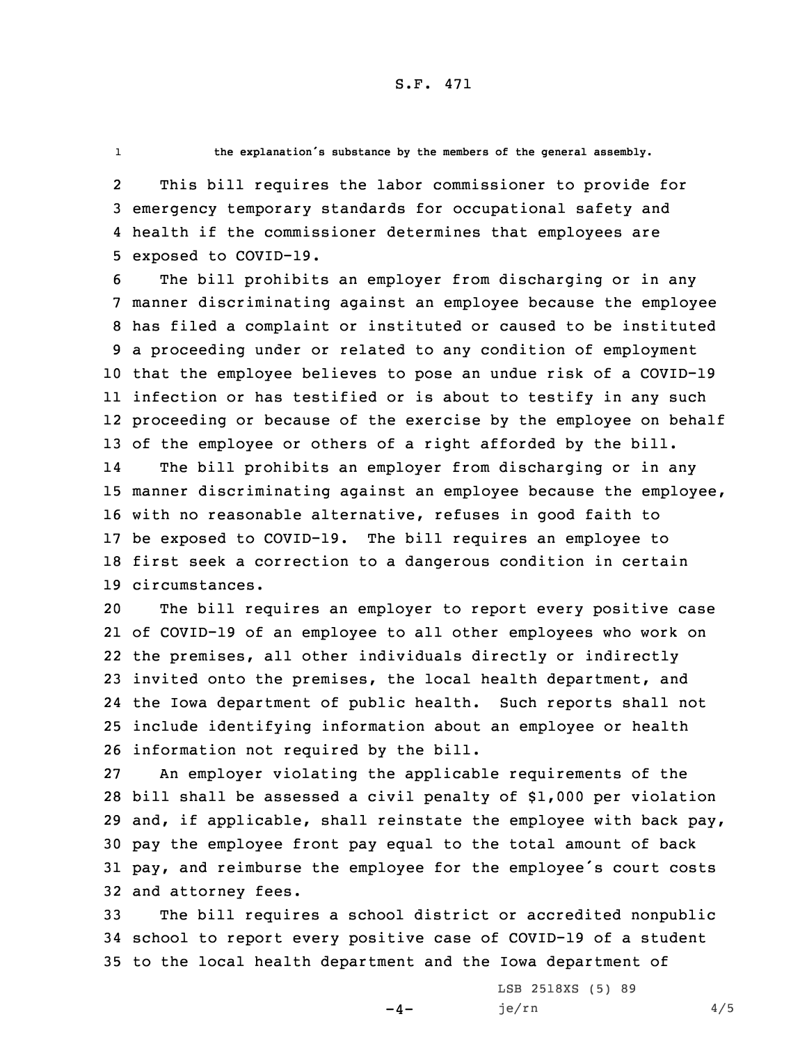the explanation's substance by the members of the general assembly.

This bill requires the labor commissioner to provide for emergency temporary standards for occupational safety and health if the commissioner determines that employees are exposed to COVID-19.

The bill prohibits an employer from discharging or in any manner discriminating against an employee because the employee has filed a complaint or instituted or caused to be instituted a proceeding under or related to any condition of employment that the employee believes to pose an undue risk of a COVID-19 infection or has testified or is about to testify in any such proceeding or because of the exercise by the employee on behalf of the employee or others of a right afforded by the bill.

The bill prohibits an employer from discharging or in any manner discriminating against an employee because the employee, with no reasonable alternative, refuses in good faith to be exposed to COVID-19. The bill requires an employee to first seek a correction to a dangerous condition in certain circumstances.

The bill requires an employer to report every positive case of COVID-19 of an employee to all other employees who work on the premises, all other individuals directly or indirectly invited onto the premises, the local health department, and the Iowa department of public health. Such reports shall not include identifying information about an employee or health information not required by the bill.

An employer violating the applicable requirements of the bill shall be assessed a civil penalty of $1,000 per violation and, if applicable, shall reinstate the employee with back pay, pay the employee front pay equal to the total amount of back pay, and reimburse the employee for the employee's court costs and attorney fees.

The bill requires a school district or accredited nonpublic school to report every positive case of COVID-19 of a student to the local health department and the Iowa department of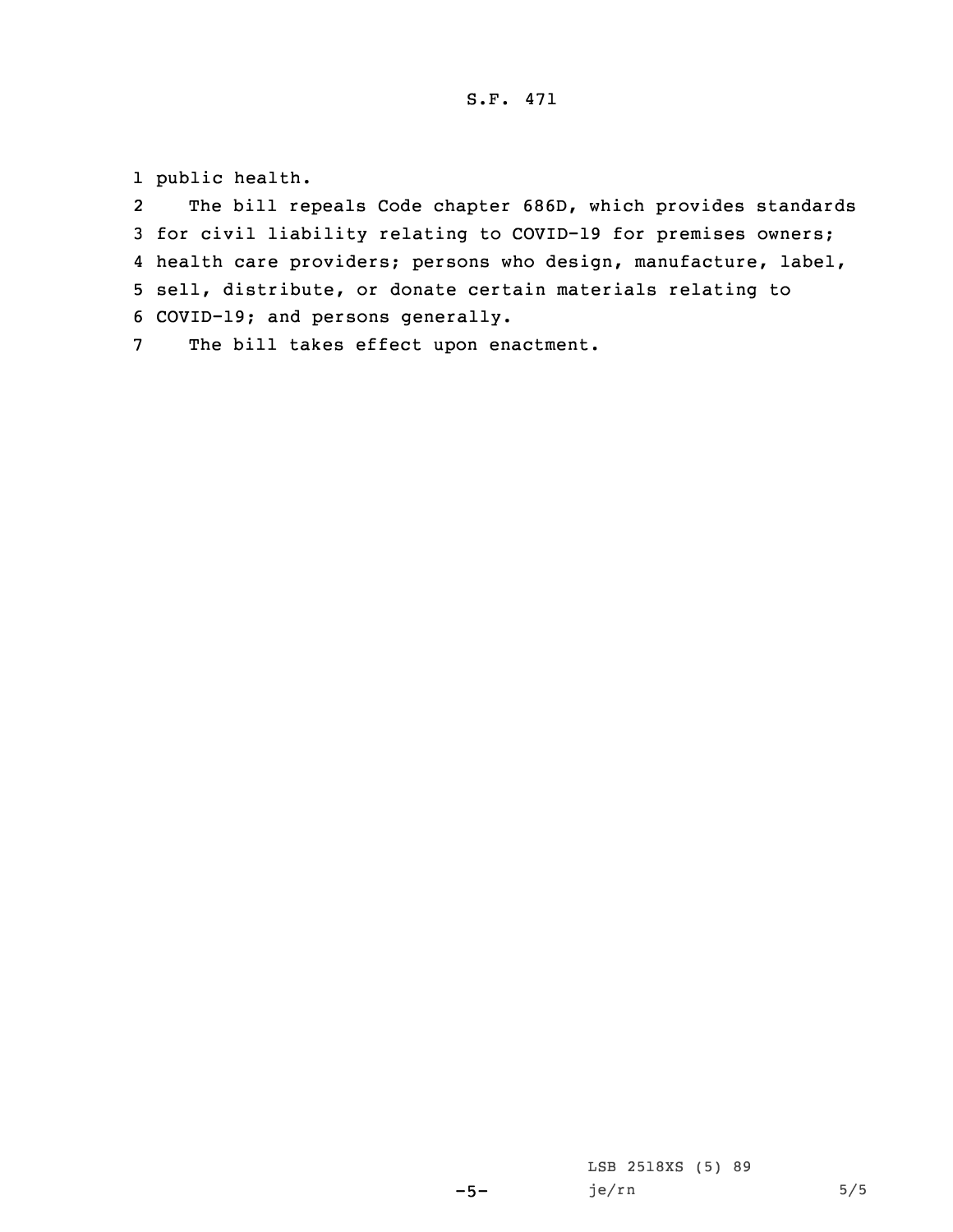public health.

The bill repeals Code chapter 686D, which provides standards for civil liability relating to COVID-19 for premises owners; health care providers; persons who design, manufacture, label, sell, distribute, or donate certain materials relating to COVID-19; and persons generally.

The bill takes effect upon enactment.

LSB 2518XS (5) 89
je/rn